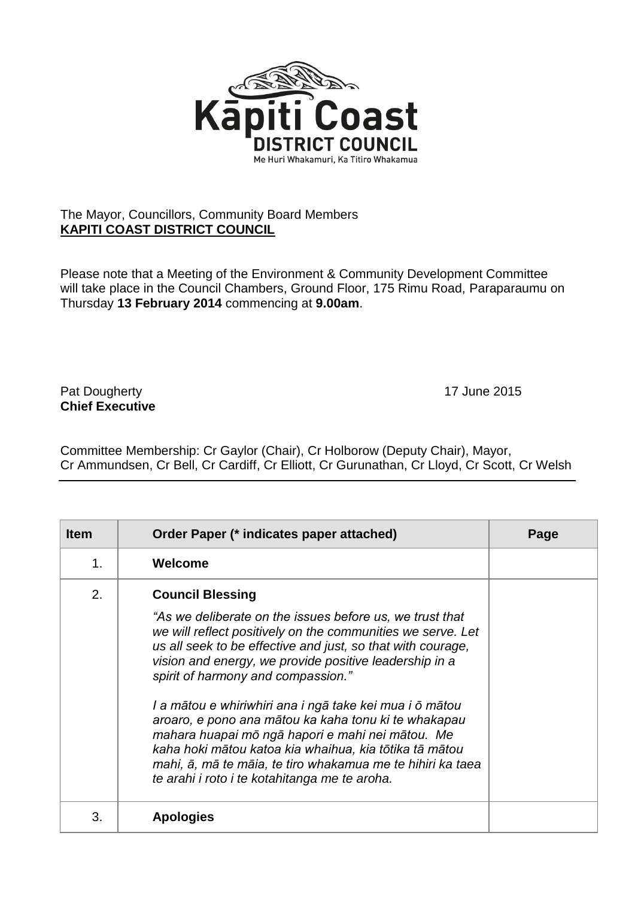**Kāpiti Coast**
**DISTRICT COUNCIL**
Me Huri Whakamuri, Ka Titiro Whakamua

The Mayor, Councillors, Community Board Members
**KAPITI COAST DISTRICT COUNCIL**

Please note that a Meeting of the Environment & Community Development Committee will take place in the Council Chambers, Ground Floor, 175 Rimu Road, Paraparaumu on Thursday **13 February 2014** commencing at **9.00am**.

Pat Dougherty
**Chief Executive**

17 June 2015

Committee Membership: Cr Gaylor (Chair), Cr Holborow (Deputy Chair), Mayor, Cr Ammundsen, Cr Bell, Cr Cardiff, Cr Elliott, Cr Gurunathan, Cr Lloyd, Cr Scott, Cr Welsh

| Item | Order Paper (* indicates paper attached) | Page |
|---|---|---|
| 1. | **Welcome** | |
| 2. | **Council Blessing**<br><br>*"As we deliberate on the issues before us, we trust that we will reflect positively on the communities we serve. Let us all seek to be effective and just, so that with courage, vision and energy, we provide positive leadership in a spirit of harmony and compassion."*<br><br>*I a mātou e whiriwhiri ana i ngā take kei mua i ō mātou aroaro, e pono ana mātou ka kaha tonu ki te whakapau mahara huapai mō ngā hapori e mahi nei mātou. Me kaha hoki mātou katoa kia whaihua, kia tōtika tā mātou mahi, ā, mā te māia, te tiro whakamua me te hihiri ka taea te arahi i roto i te kotahitanga me te aroha.* | |
| 3. | **Apologies** | |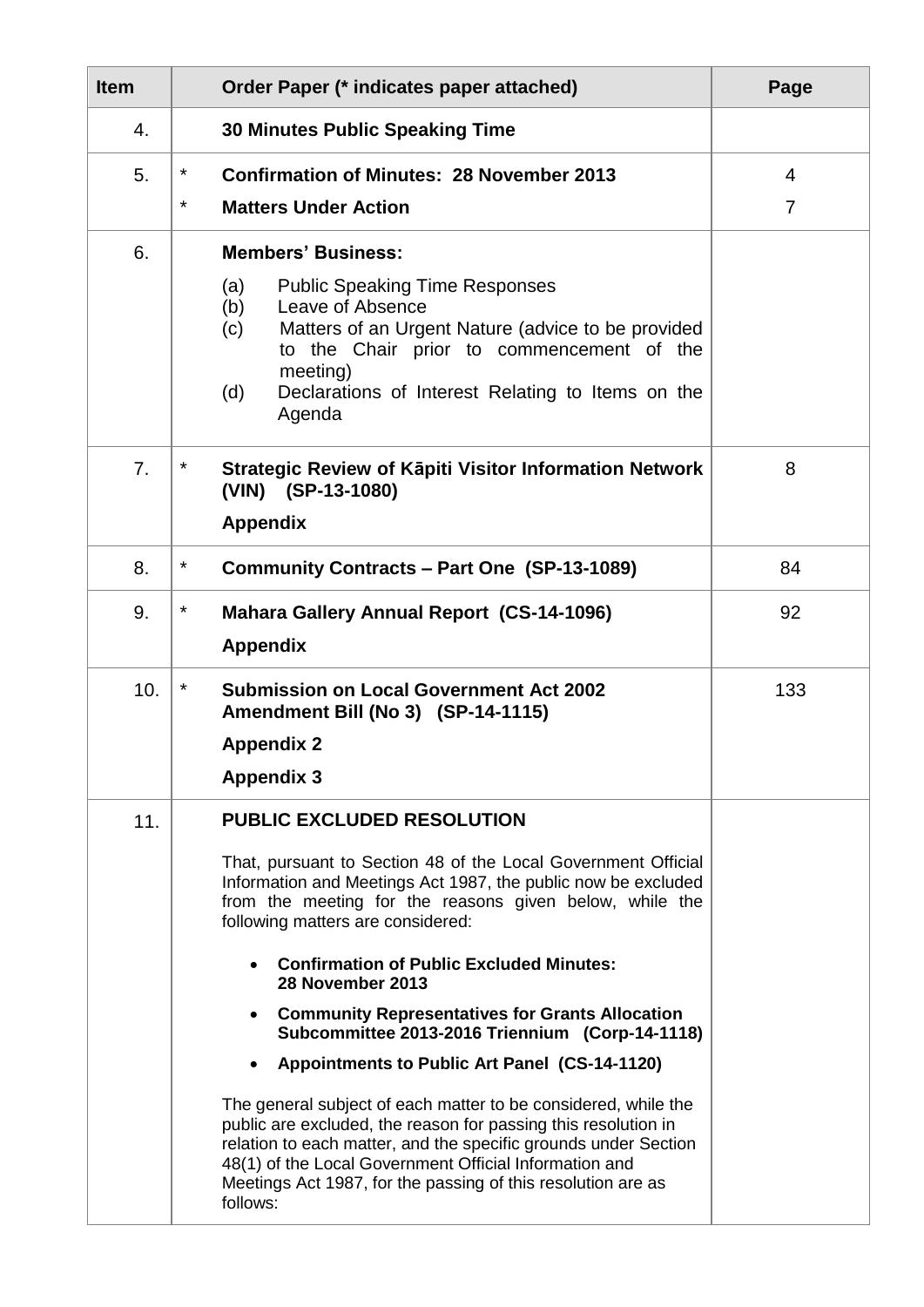| Item | | Order Paper (* indicates paper attached) | Page |
|---|---|---|---|
| 4. | | **30 Minutes Public Speaking Time** | |
| 5. | *<br>* | **Confirmation of Minutes: 28 November 2013**<br>**Matters Under Action** | 4<br>7 |
| 6. | | **Members' Business:**<br>(a) Public Speaking Time Responses<br>(b) Leave of Absence<br>(c) Matters of an Urgent Nature (advice to be provided to the Chair prior to commencement of the meeting)<br>(d) Declarations of Interest Relating to Items on the Agenda | |
| 7. | * | **Strategic Review of Kāpiti Visitor Information Network (VIN) (SP-13-1080)**<br>**Appendix** | 8 |
| 8. | * | **Community Contracts – Part One (SP-13-1089)** | 84 |
| 9. | * | **Mahara Gallery Annual Report (CS-14-1096)**<br>**Appendix** | 92 |
| 10. | * | **Submission on Local Government Act 2002 Amendment Bill (No 3) (SP-14-1115)**<br>**Appendix 2**<br>**Appendix 3** | 133 |
| 11. | | **PUBLIC EXCLUDED RESOLUTION**<br>That, pursuant to Section 48 of the Local Government Official Information and Meetings Act 1987, the public now be excluded from the meeting for the reasons given below, while the following matters are considered:<br>• **Confirmation of Public Excluded Minutes: 28 November 2013**<br>• **Community Representatives for Grants Allocation Subcommittee 2013-2016 Triennium (Corp-14-1118)**<br>• **Appointments to Public Art Panel (CS-14-1120)**<br>The general subject of each matter to be considered, while the public are excluded, the reason for passing this resolution in relation to each matter, and the specific grounds under Section 48(1) of the Local Government Official Information and Meetings Act 1987, for the passing of this resolution are as follows: | |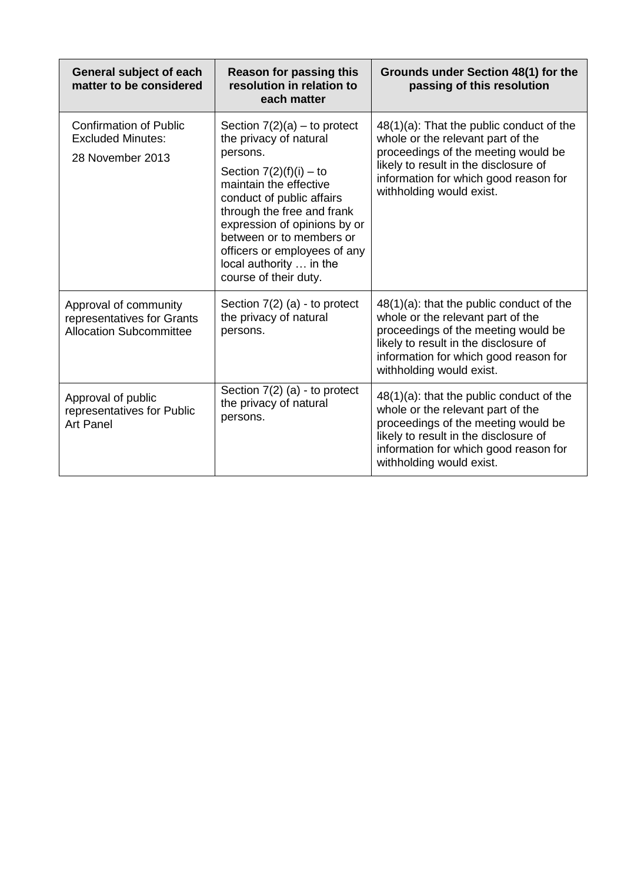| General subject of each matter to be considered | Reason for passing this resolution in relation to each matter | Grounds under Section 48(1) for the passing of this resolution |
|---|---|---|
| Confirmation of Public Excluded Minutes:<br>28 November 2013 | Section 7(2)(a) – to protect the privacy of natural persons.<br>Section 7(2)(f)(i) – to maintain the effective conduct of public affairs through the free and frank expression of opinions by or between or to members or officers or employees of any local authority … in the course of their duty. | 48(1)(a): That the public conduct of the whole or the relevant part of the proceedings of the meeting would be likely to result in the disclosure of information for which good reason for withholding would exist. |
| Approval of community representatives for Grants Allocation Subcommittee | Section 7(2) (a) - to protect the privacy of natural persons. | 48(1)(a): that the public conduct of the whole or the relevant part of the proceedings of the meeting would be likely to result in the disclosure of information for which good reason for withholding would exist. |
| Approval of public representatives for Public Art Panel | Section 7(2) (a) - to protect the privacy of natural persons. | 48(1)(a): that the public conduct of the whole or the relevant part of the proceedings of the meeting would be likely to result in the disclosure of information for which good reason for withholding would exist. |